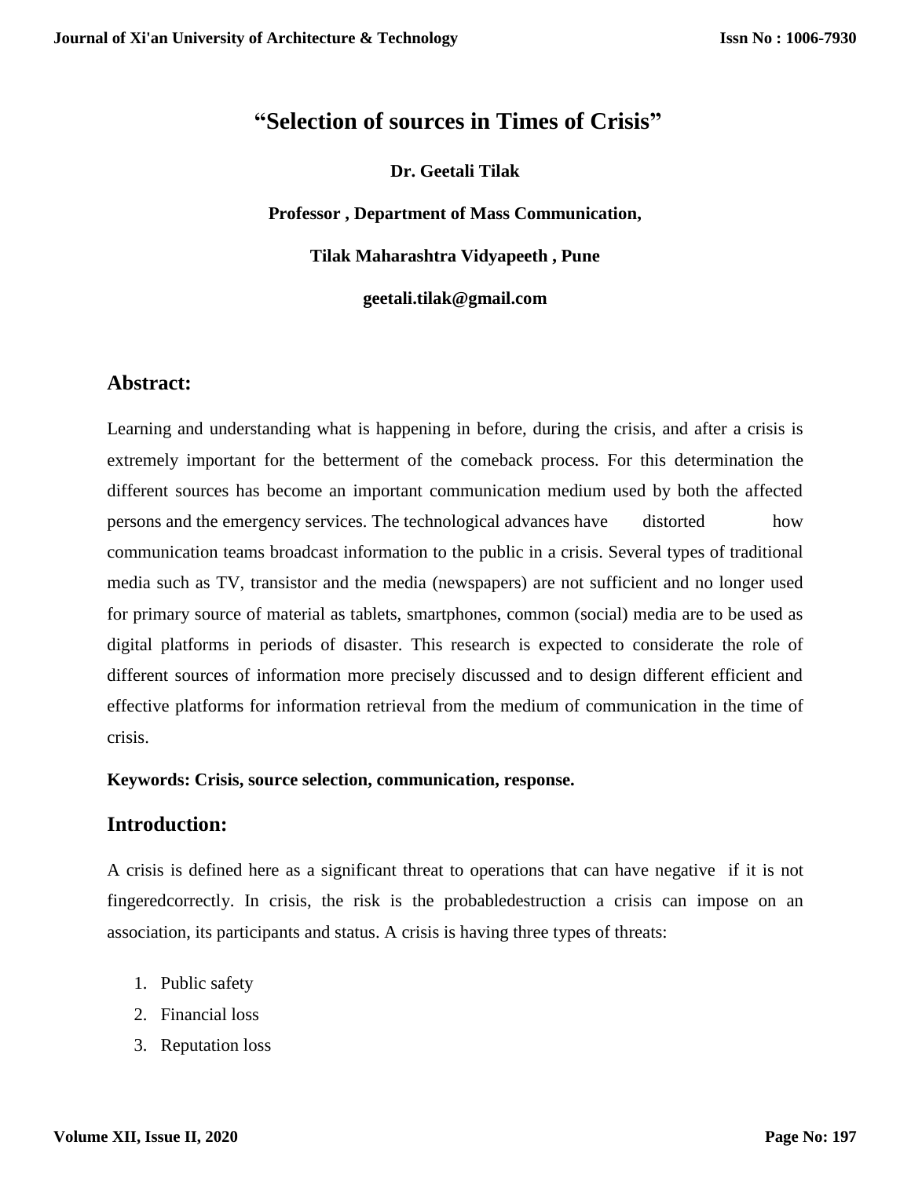# "Selection of sources in Times of Crisis"

**Dr. Geetali Tilak**

**Professor , Department of Mass Communication,**

**Tilak Maharashtra Vidyapeeth , Pune**

**geetali.tilak@gmail.com**

## Abstract:

Learning and understanding what is happening in before, during the crisis, and after a crisis is extremely important for the betterment of the comeback process. For this determination the different sources has become an important communication medium used by both the affected persons and the emergency services. The technological advances have distorted how communication teams broadcast information to the public in a crisis. Several types of traditional media such as TV, transistor and the media (newspapers) are not sufficient and no longer used for primary source of material as tablets, smartphones, common (social) media are to be used as digital platforms in periods of disaster. This research is expected to considerate the role of different sources of information more precisely discussed and to design different efficient and effective platforms for information retrieval from the medium of communication in the time of crisis.

**Keywords: Crisis, source selection, communication, response.**

## Introduction:

A crisis is defined here as a significant threat to operations that can have negative if it is not fingeredcorrectly. In crisis, the risk is the probabledestruction a crisis can impose on an association, its participants and status. A crisis is having three types of threats:

1. Public safety
2. Financial loss
3. Reputation loss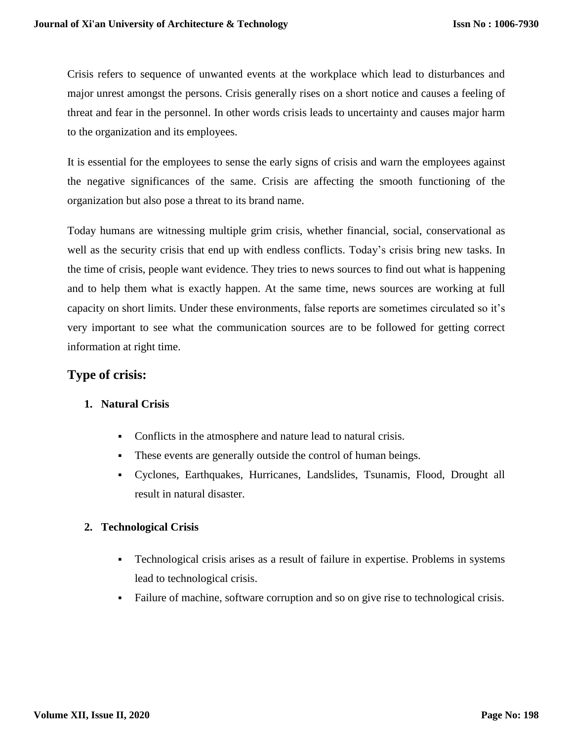Crisis refers to sequence of unwanted events at the workplace which lead to disturbances and major unrest amongst the persons. Crisis generally rises on a short notice and causes a feeling of threat and fear in the personnel. In other words crisis leads to uncertainty and causes major harm to the organization and its employees.

It is essential for the employees to sense the early signs of crisis and warn the employees against the negative significances of the same. Crisis are affecting the smooth functioning of the organization but also pose a threat to its brand name.

Today humans are witnessing multiple grim crisis, whether financial, social, conservational as well as the security crisis that end up with endless conflicts. Today's crisis bring new tasks. In the time of crisis, people want evidence. They tries to news sources to find out what is happening and to help them what is exactly happen. At the same time, news sources are working at full capacity on short limits. Under these environments, false reports are sometimes circulated so it's very important to see what the communication sources are to be followed for getting correct information at right time.

## Type of crisis:

1. **Natural Crisis**

   - Conflicts in the atmosphere and nature lead to natural crisis.
   - These events are generally outside the control of human beings.
   - Cyclones, Earthquakes, Hurricanes, Landslides, Tsunamis, Flood, Drought all result in natural disaster.

2. **Technological Crisis**

   - Technological crisis arises as a result of failure in expertise. Problems in systems lead to technological crisis.
   - Failure of machine, software corruption and so on give rise to technological crisis.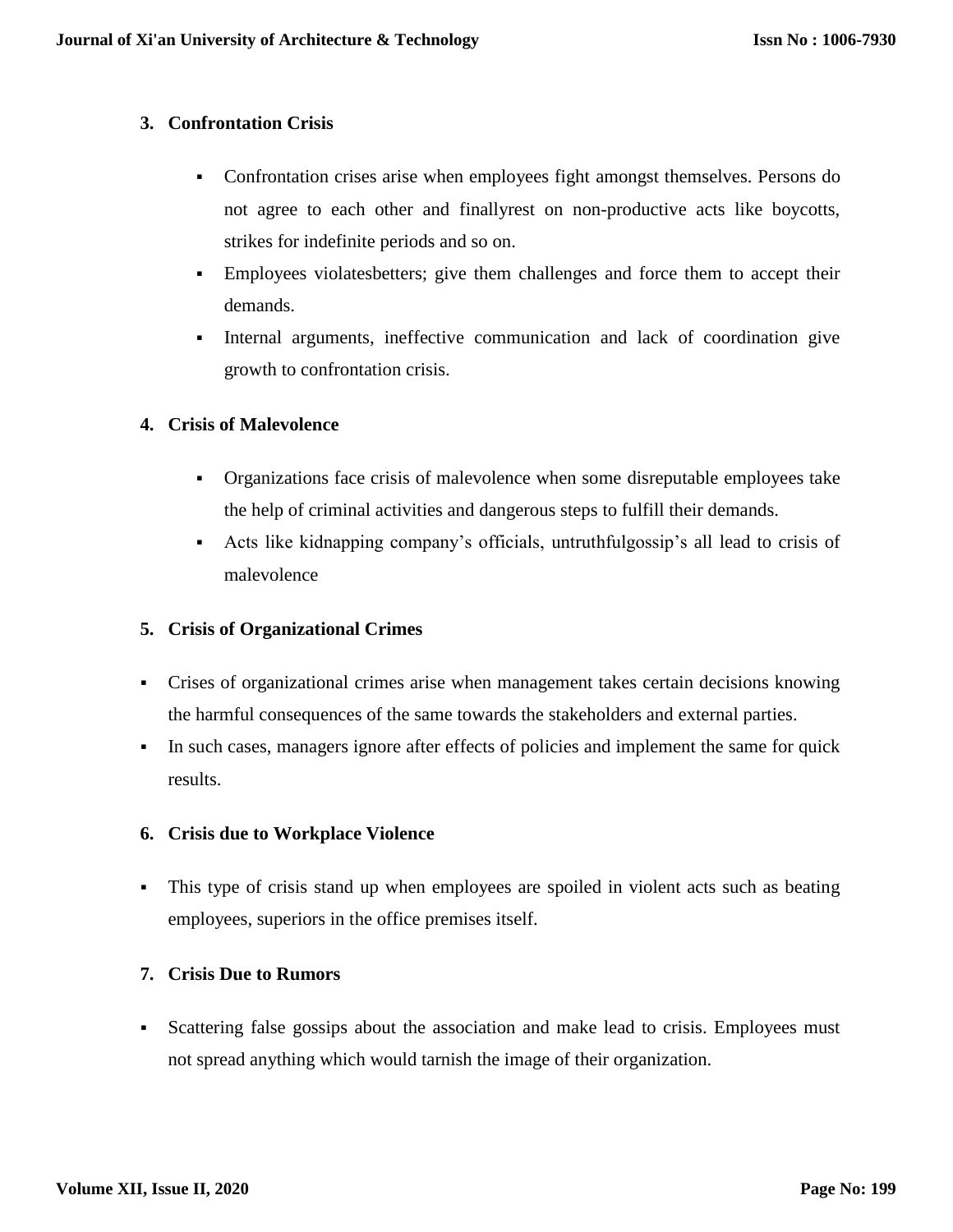3. **Confrontation Crisis**

- Confrontation crises arise when employees fight amongst themselves. Persons do not agree to each other and finallyrest on non-productive acts like boycotts, strikes for indefinite periods and so on.
- Employees violatesbetters; give them challenges and force them to accept their demands.
- Internal arguments, ineffective communication and lack of coordination give growth to confrontation crisis.

4. **Crisis of Malevolence**

- Organizations face crisis of malevolence when some disreputable employees take the help of criminal activities and dangerous steps to fulfill their demands.
- Acts like kidnapping company's officials, untruthfulgossip's all lead to crisis of malevolence

5. **Crisis of Organizational Crimes**

- Crises of organizational crimes arise when management takes certain decisions knowing the harmful consequences of the same towards the stakeholders and external parties.
- In such cases, managers ignore after effects of policies and implement the same for quick results.

6. **Crisis due to Workplace Violence**

- This type of crisis stand up when employees are spoiled in violent acts such as beating employees, superiors in the office premises itself.

7. **Crisis Due to Rumors**

- Scattering false gossips about the association and make lead to crisis. Employees must not spread anything which would tarnish the image of their organization.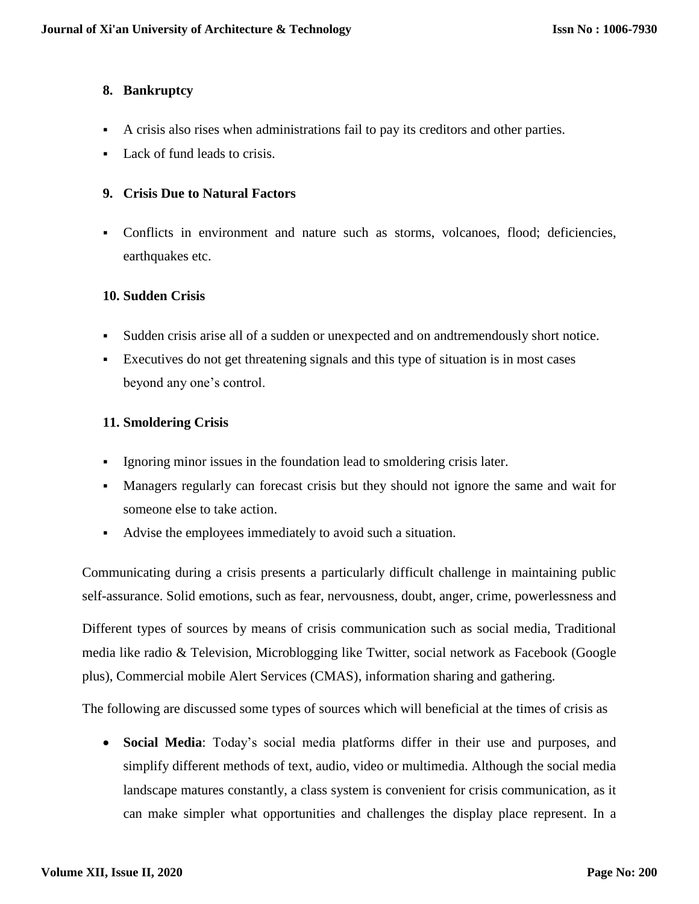**8. Bankruptcy**

- A crisis also rises when administrations fail to pay its creditors and other parties.
- Lack of fund leads to crisis.

**9. Crisis Due to Natural Factors**

- Conflicts in environment and nature such as storms, volcanoes, flood; deficiencies, earthquakes etc.

**10. Sudden Crisis**

- Sudden crisis arise all of a sudden or unexpected and on andtremendously short notice.
- Executives do not get threatening signals and this type of situation is in most cases beyond any one's control.

**11. Smoldering Crisis**

- Ignoring minor issues in the foundation lead to smoldering crisis later.
- Managers regularly can forecast crisis but they should not ignore the same and wait for someone else to take action.
- Advise the employees immediately to avoid such a situation.

Communicating during a crisis presents a particularly difficult challenge in maintaining public self-assurance. Solid emotions, such as fear, nervousness, doubt, anger, crime, powerlessness and

Different types of sources by means of crisis communication such as social media, Traditional media like radio & Television, Microblogging like Twitter, social network as Facebook (Google plus), Commercial mobile Alert Services (CMAS), information sharing and gathering.

The following are discussed some types of sources which will beneficial at the times of crisis as

- **Social Media**: Today's social media platforms differ in their use and purposes, and simplify different methods of text, audio, video or multimedia. Although the social media landscape matures constantly, a class system is convenient for crisis communication, as it can make simpler what opportunities and challenges the display place represent. In a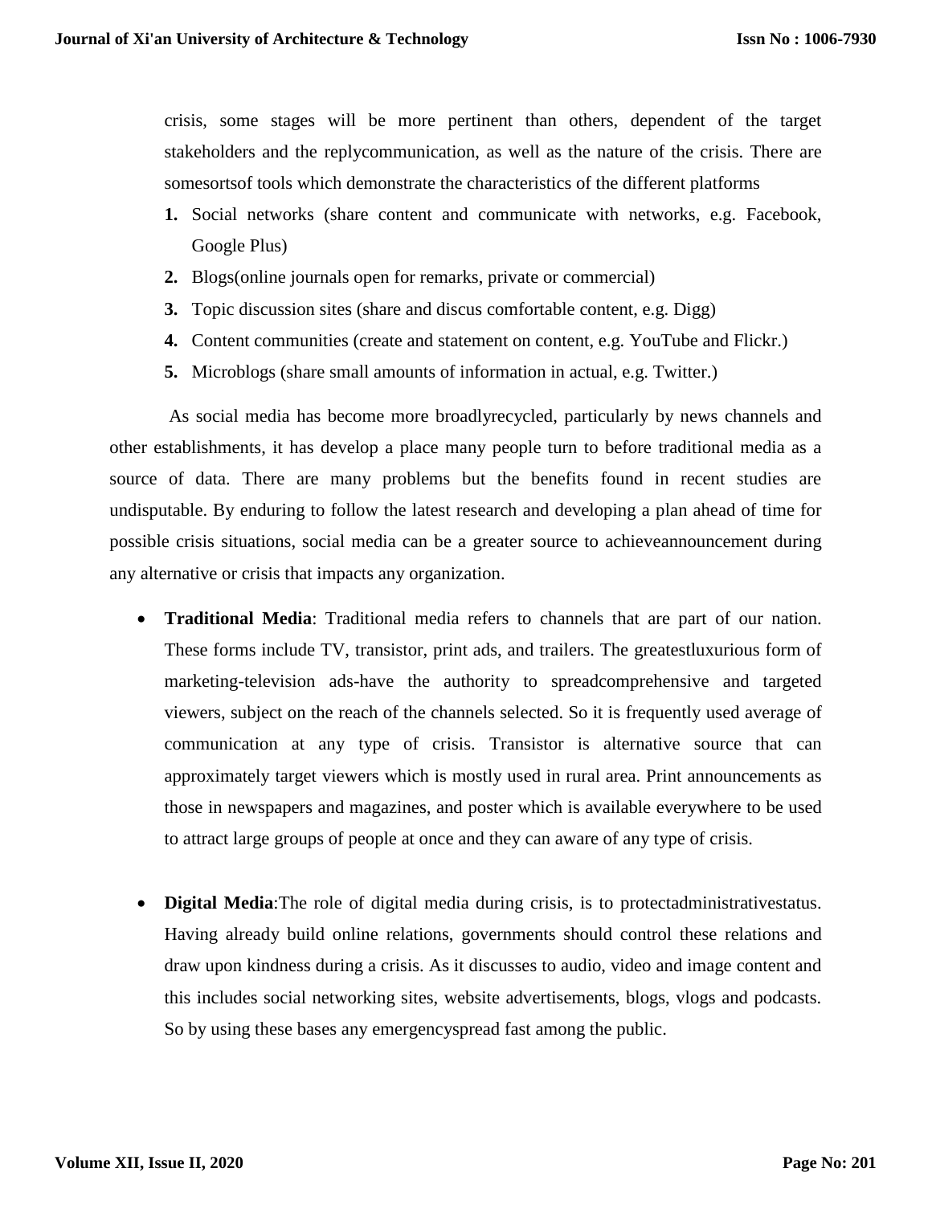crisis, some stages will be more pertinent than others, dependent of the target stakeholders and the replycommunication, as well as the nature of the crisis. There are somesortsof tools which demonstrate the characteristics of the different platforms

1. Social networks (share content and communicate with networks, e.g. Facebook, Google Plus)
2. Blogs(online journals open for remarks, private or commercial)
3. Topic discussion sites (share and discus comfortable content, e.g. Digg)
4. Content communities (create and statement on content, e.g. YouTube and Flickr.)
5. Microblogs (share small amounts of information in actual, e.g. Twitter.)

As social media has become more broadlyrecycled, particularly by news channels and other establishments, it has develop a place many people turn to before traditional media as a source of data. There are many problems but the benefits found in recent studies are undisputable. By enduring to follow the latest research and developing a plan ahead of time for possible crisis situations, social media can be a greater source to achieveannouncement during any alternative or crisis that impacts any organization.

- **Traditional Media**: Traditional media refers to channels that are part of our nation. These forms include TV, transistor, print ads, and trailers. The greatestluxurious form of marketing-television ads-have the authority to spreadcomprehensive and targeted viewers, subject on the reach of the channels selected. So it is frequently used average of communication at any type of crisis. Transistor is alternative source that can approximately target viewers which is mostly used in rural area. Print announcements as those in newspapers and magazines, and poster which is available everywhere to be used to attract large groups of people at once and they can aware of any type of crisis.

- **Digital Media**:The role of digital media during crisis, is to protectadministrativestatus. Having already build online relations, governments should control these relations and draw upon kindness during a crisis. As it discusses to audio, video and image content and this includes social networking sites, website advertisements, blogs, vlogs and podcasts. So by using these bases any emergencyspread fast among the public.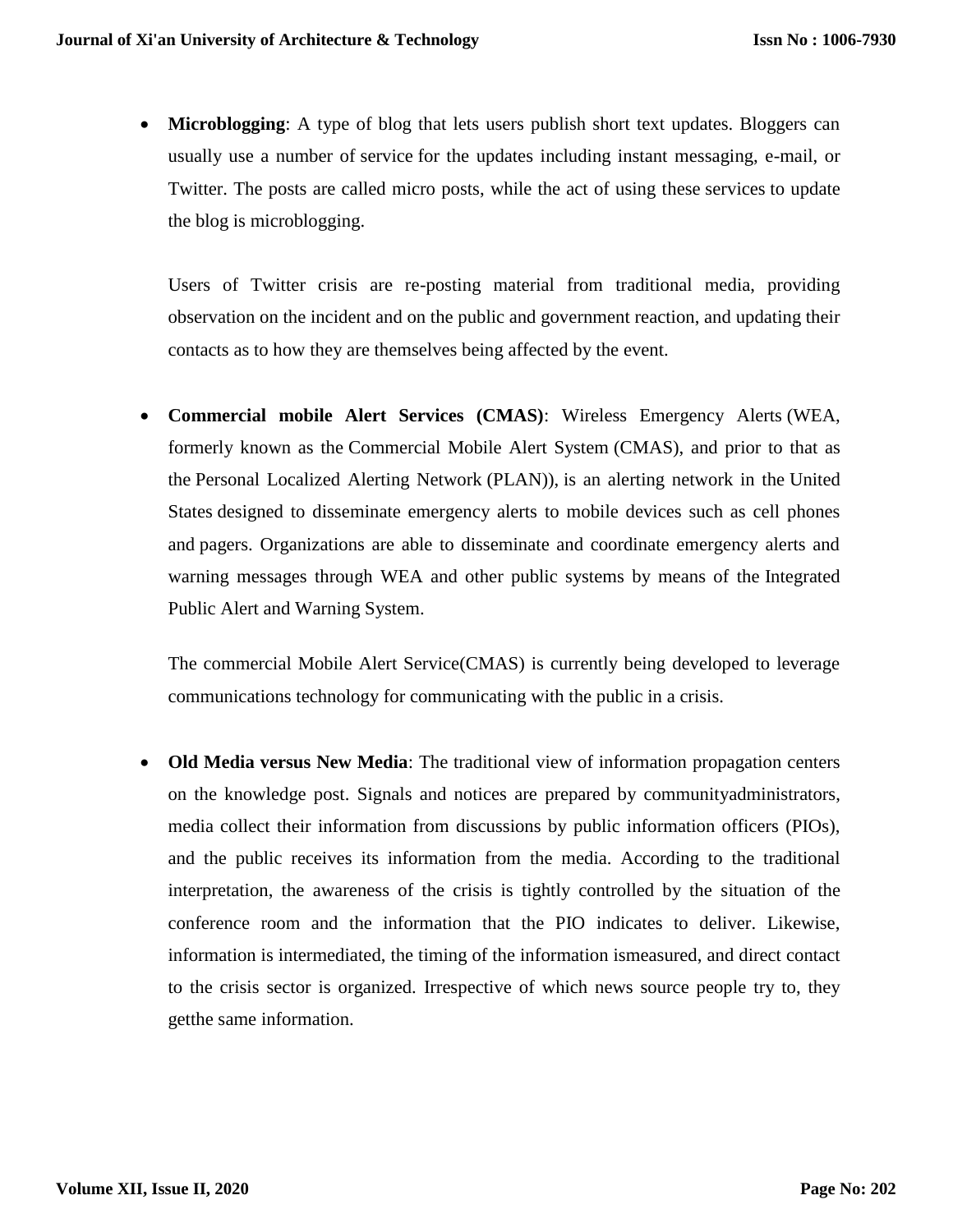- **Microblogging**: A type of blog that lets users publish short text updates. Bloggers can usually use a number of service for the updates including instant messaging, e-mail, or Twitter. The posts are called micro posts, while the act of using these services to update the blog is microblogging.

  Users of Twitter crisis are re-posting material from traditional media, providing observation on the incident and on the public and government reaction, and updating their contacts as to how they are themselves being affected by the event.

- **Commercial mobile Alert Services (CMAS)**: Wireless Emergency Alerts (WEA, formerly known as the Commercial Mobile Alert System (CMAS), and prior to that as the Personal Localized Alerting Network (PLAN)), is an alerting network in the United States designed to disseminate emergency alerts to mobile devices such as cell phones and pagers. Organizations are able to disseminate and coordinate emergency alerts and warning messages through WEA and other public systems by means of the Integrated Public Alert and Warning System.

  The commercial Mobile Alert Service(CMAS) is currently being developed to leverage communications technology for communicating with the public in a crisis.

- **Old Media versus New Media**: The traditional view of information propagation centers on the knowledge post. Signals and notices are prepared by communityadministrators, media collect their information from discussions by public information officers (PIOs), and the public receives its information from the media. According to the traditional interpretation, the awareness of the crisis is tightly controlled by the situation of the conference room and the information that the PIO indicates to deliver. Likewise, information is intermediated, the timing of the information ismeasured, and direct contact to the crisis sector is organized. Irrespective of which news source people try to, they getthe same information.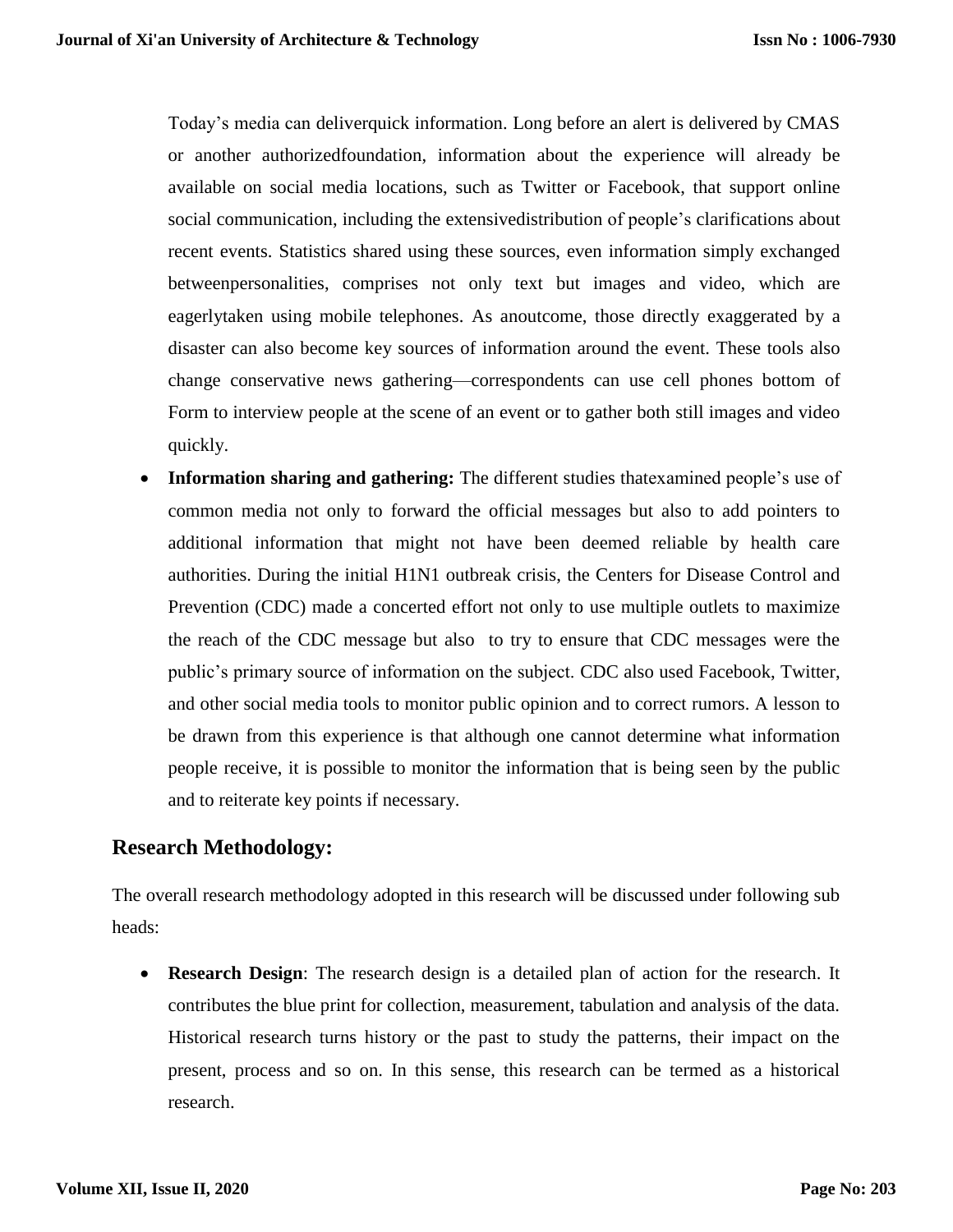Today's media can deliverquick information. Long before an alert is delivered by CMAS or another authorizedfoundation, information about the experience will already be available on social media locations, such as Twitter or Facebook, that support online social communication, including the extensivedistribution of people's clarifications about recent events. Statistics shared using these sources, even information simply exchanged betweenpersonalities, comprises not only text but images and video, which are eagerlytaken using mobile telephones. As anoutcome, those directly exaggerated by a disaster can also become key sources of information around the event. These tools also change conservative news gathering—correspondents can use cell phones bottom of Form to interview people at the scene of an event or to gather both still images and video quickly.

- **Information sharing and gathering:** The different studies thatexamined people's use of common media not only to forward the official messages but also to add pointers to additional information that might not have been deemed reliable by health care authorities. During the initial H1N1 outbreak crisis, the Centers for Disease Control and Prevention (CDC) made a concerted effort not only to use multiple outlets to maximize the reach of the CDC message but also to try to ensure that CDC messages were the public's primary source of information on the subject. CDC also used Facebook, Twitter, and other social media tools to monitor public opinion and to correct rumors. A lesson to be drawn from this experience is that although one cannot determine what information people receive, it is possible to monitor the information that is being seen by the public and to reiterate key points if necessary.

## Research Methodology:

The overall research methodology adopted in this research will be discussed under following sub heads:

- **Research Design**: The research design is a detailed plan of action for the research. It contributes the blue print for collection, measurement, tabulation and analysis of the data. Historical research turns history or the past to study the patterns, their impact on the present, process and so on. In this sense, this research can be termed as a historical research.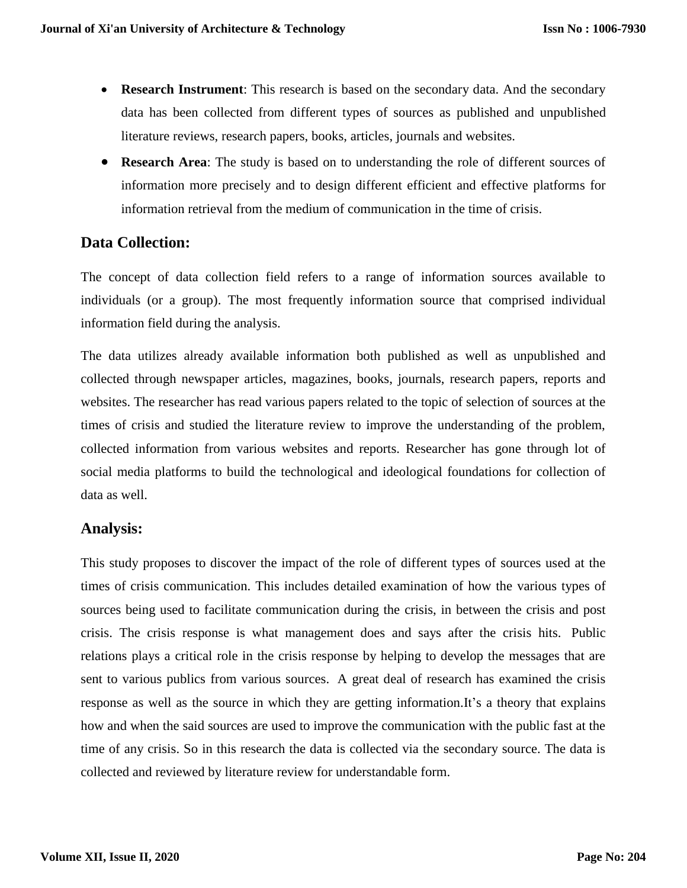- **Research Instrument**: This research is based on the secondary data. And the secondary data has been collected from different types of sources as published and unpublished literature reviews, research papers, books, articles, journals and websites.
- **Research Area**: The study is based on to understanding the role of different sources of information more precisely and to design different efficient and effective platforms for information retrieval from the medium of communication in the time of crisis.

## Data Collection:

The concept of data collection field refers to a range of information sources available to individuals (or a group). The most frequently information source that comprised individual information field during the analysis.

The data utilizes already available information both published as well as unpublished and collected through newspaper articles, magazines, books, journals, research papers, reports and websites. The researcher has read various papers related to the topic of selection of sources at the times of crisis and studied the literature review to improve the understanding of the problem, collected information from various websites and reports. Researcher has gone through lot of social media platforms to build the technological and ideological foundations for collection of data as well.

## Analysis:

This study proposes to discover the impact of the role of different types of sources used at the times of crisis communication. This includes detailed examination of how the various types of sources being used to facilitate communication during the crisis, in between the crisis and post crisis. The crisis response is what management does and says after the crisis hits. Public relations plays a critical role in the crisis response by helping to develop the messages that are sent to various publics from various sources. A great deal of research has examined the crisis response as well as the source in which they are getting information.It's a theory that explains how and when the said sources are used to improve the communication with the public fast at the time of any crisis. So in this research the data is collected via the secondary source. The data is collected and reviewed by literature review for understandable form.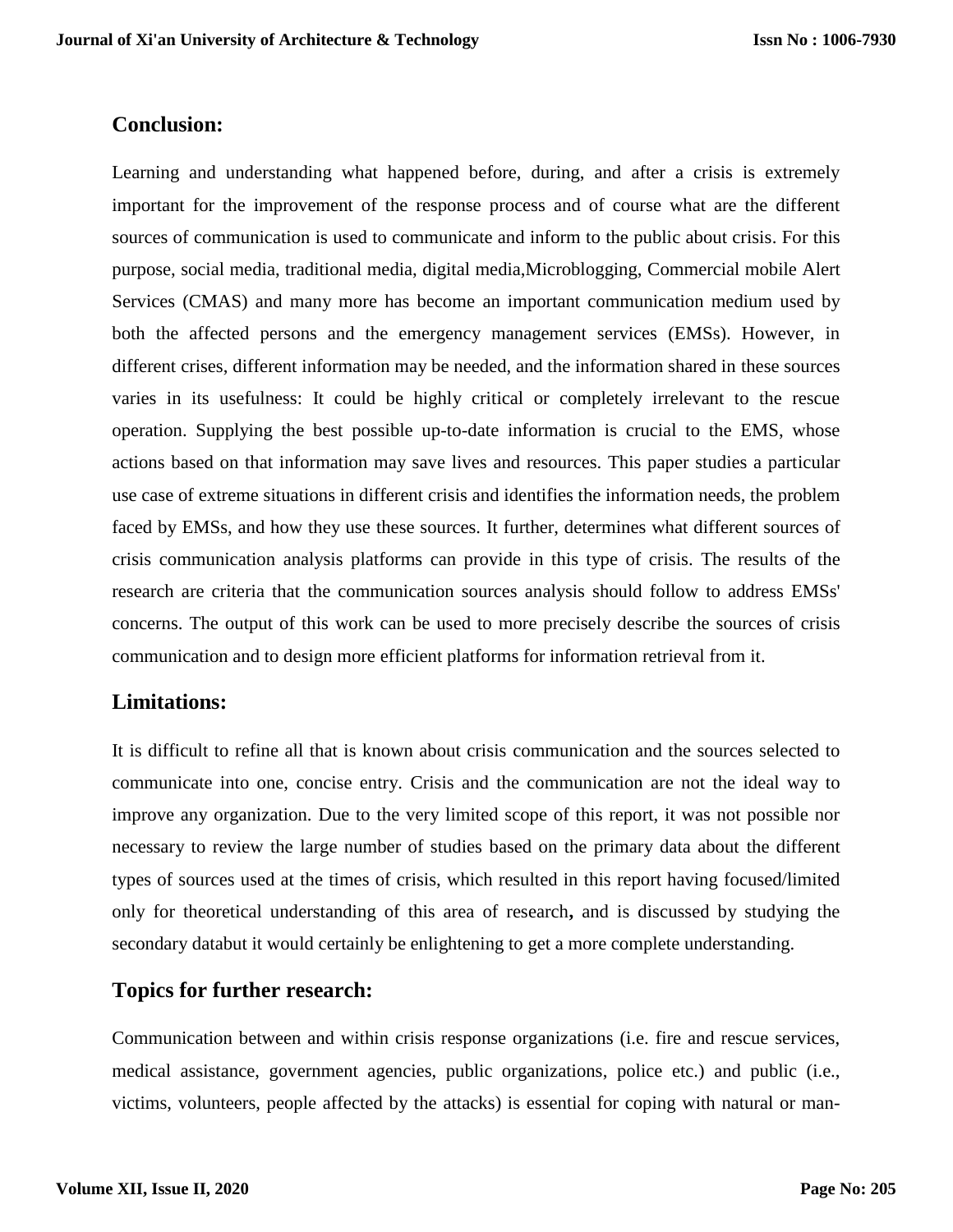## Conclusion:

Learning and understanding what happened before, during, and after a crisis is extremely important for the improvement of the response process and of course what are the different sources of communication is used to communicate and inform to the public about crisis. For this purpose, social media, traditional media, digital media,Microblogging, Commercial mobile Alert Services (CMAS) and many more has become an important communication medium used by both the affected persons and the emergency management services (EMSs). However, in different crises, different information may be needed, and the information shared in these sources varies in its usefulness: It could be highly critical or completely irrelevant to the rescue operation. Supplying the best possible up-to-date information is crucial to the EMS, whose actions based on that information may save lives and resources. This paper studies a particular use case of extreme situations in different crisis and identifies the information needs, the problem faced by EMSs, and how they use these sources. It further, determines what different sources of crisis communication analysis platforms can provide in this type of crisis. The results of the research are criteria that the communication sources analysis should follow to address EMSs' concerns. The output of this work can be used to more precisely describe the sources of crisis communication and to design more efficient platforms for information retrieval from it.

## Limitations:

It is difficult to refine all that is known about crisis communication and the sources selected to communicate into one, concise entry. Crisis and the communication are not the ideal way to improve any organization. Due to the very limited scope of this report, it was not possible nor necessary to review the large number of studies based on the primary data about the different types of sources used at the times of crisis, which resulted in this report having focused/limited only for theoretical understanding of this area of research**,** and is discussed by studying the secondary databut it would certainly be enlightening to get a more complete understanding.

## Topics for further research:

Communication between and within crisis response organizations (i.e. fire and rescue services, medical assistance, government agencies, public organizations, police etc.) and public (i.e., victims, volunteers, people affected by the attacks) is essential for coping with natural or man-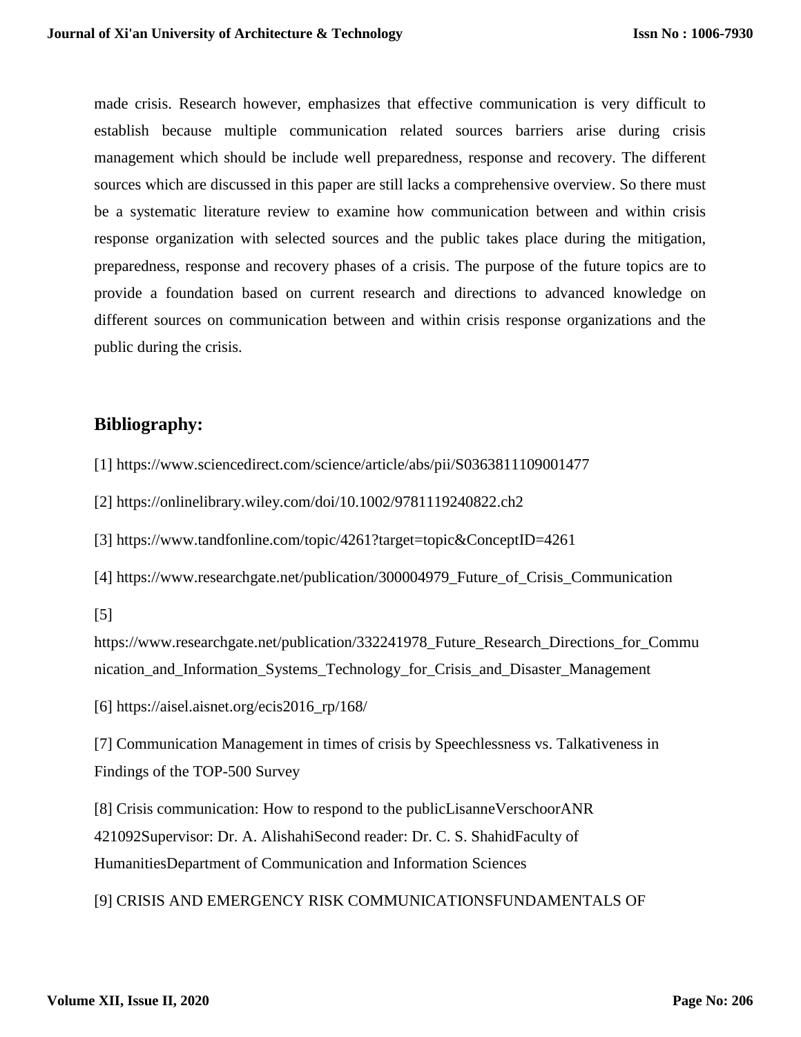made crisis. Research however, emphasizes that effective communication is very difficult to establish because multiple communication related sources barriers arise during crisis management which should be include well preparedness, response and recovery. The different sources which are discussed in this paper are still lacks a comprehensive overview. So there must be a systematic literature review to examine how communication between and within crisis response organization with selected sources and the public takes place during the mitigation, preparedness, response and recovery phases of a crisis. The purpose of the future topics are to provide a foundation based on current research and directions to advanced knowledge on different sources on communication between and within crisis response organizations and the public during the crisis.

## Bibliography:

[1] https://www.sciencedirect.com/science/article/abs/pii/S0363811109001477

[2] https://onlinelibrary.wiley.com/doi/10.1002/9781119240822.ch2

[3] https://www.tandfonline.com/topic/4261?target=topic&ConceptID=4261

[4] https://www.researchgate.net/publication/300004979_Future_of_Crisis_Communication

[5] https://www.researchgate.net/publication/332241978_Future_Research_Directions_for_Communication_and_Information_Systems_Technology_for_Crisis_and_Disaster_Management

[6] https://aisel.aisnet.org/ecis2016_rp/168/

[7] Communication Management in times of crisis by Speechlessness vs. Talkativeness in Findings of the TOP-500 Survey

[8] Crisis communication: How to respond to the publicLisanneVerschoorANR 421092Supervisor: Dr. A. AlishahiSecond reader: Dr. C. S. ShahidFaculty of HumanitiesDepartment of Communication and Information Sciences

[9] CRISIS AND EMERGENCY RISK COMMUNICATIONSFUNDAMENTALS OF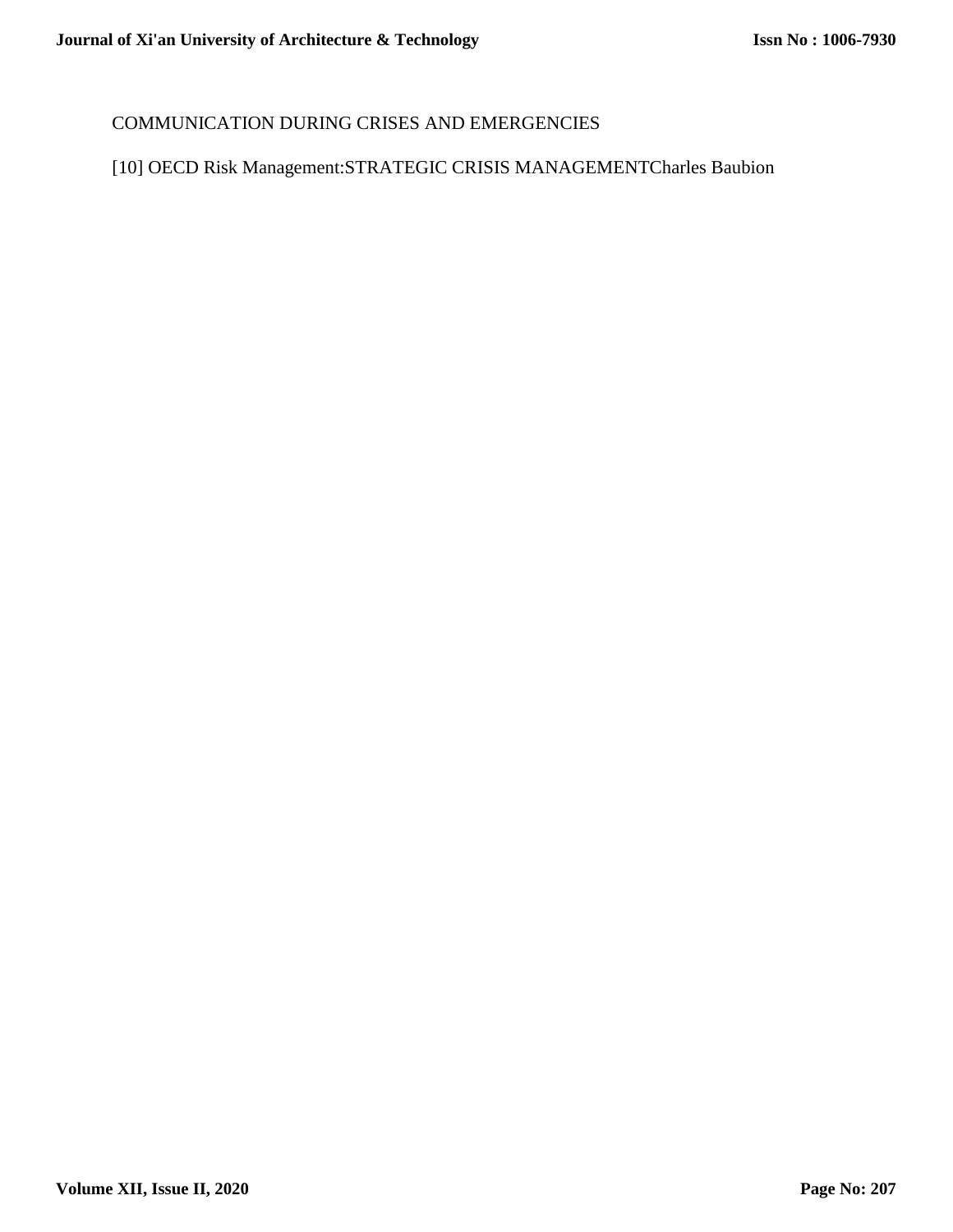COMMUNICATION DURING CRISES AND EMERGENCIES

[10] OECD Risk Management:STRATEGIC CRISIS MANAGEMENTCharles Baubion